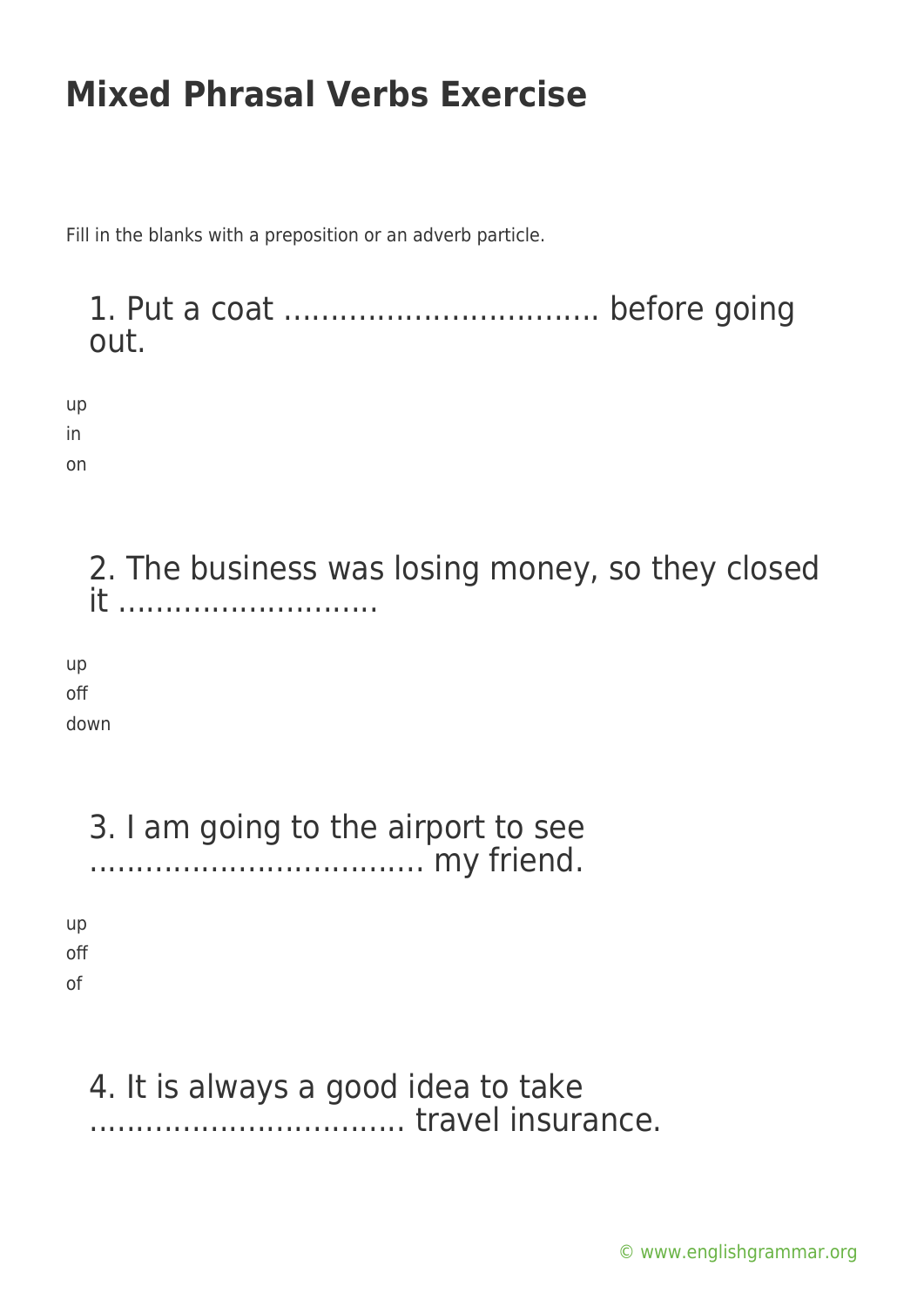# Mixed Phrasal Verbs Exercise

Fill in the blanks with a preposition or an adverb particle.

### 1. Put a coat ................................. before going out.

up
in
on

### 2. The business was losing money, so they closed it ...........................

up
off
down

### 3. I am going to the airport to see .................................... my friend.

up
off
of

### 4. It is always a good idea to take ................................. travel insurance.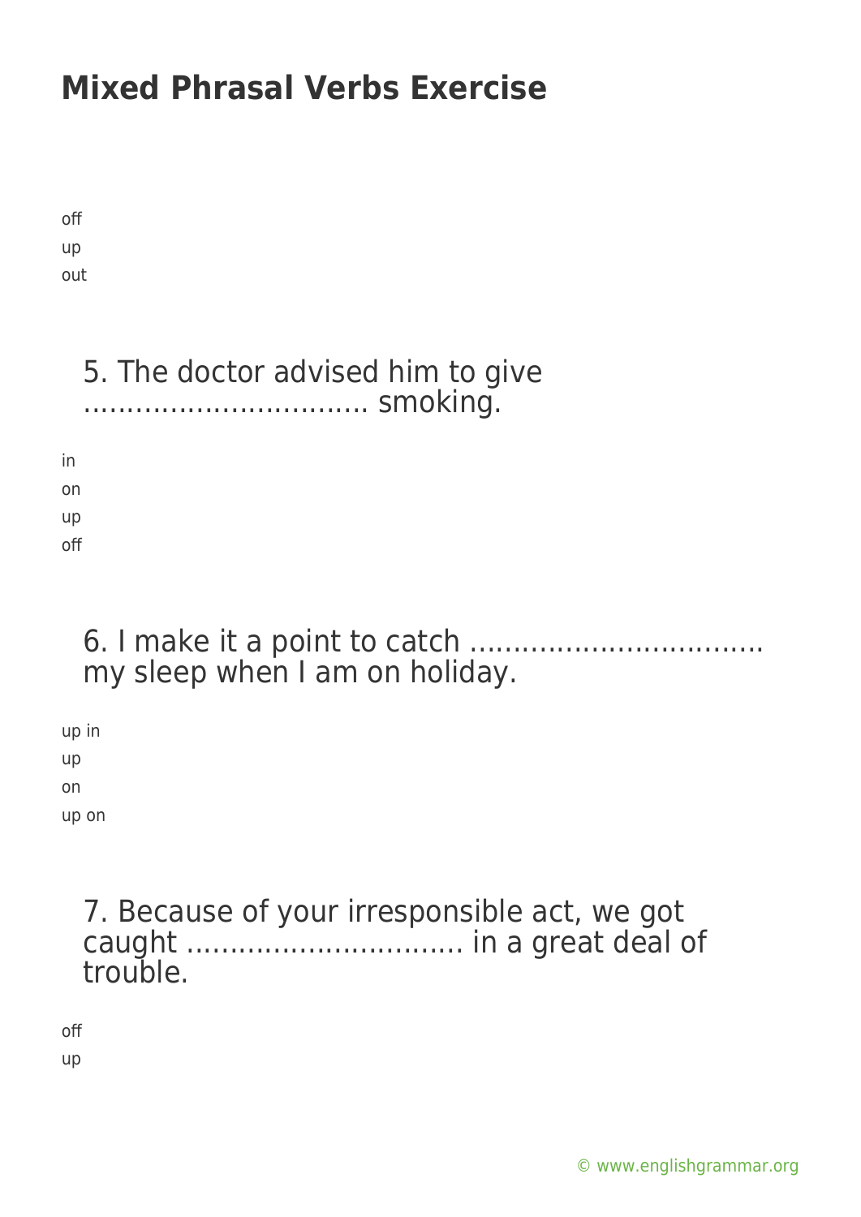# Mixed Phrasal Verbs Exercise

off
up
out

5. The doctor advised him to give ................................ smoking.

in
on
up
off

6. I make it a point to catch ................................. my sleep when I am on holiday.

up in
up
on
up on

7. Because of your irresponsible act, we got caught ............................... in a great deal of trouble.

off
up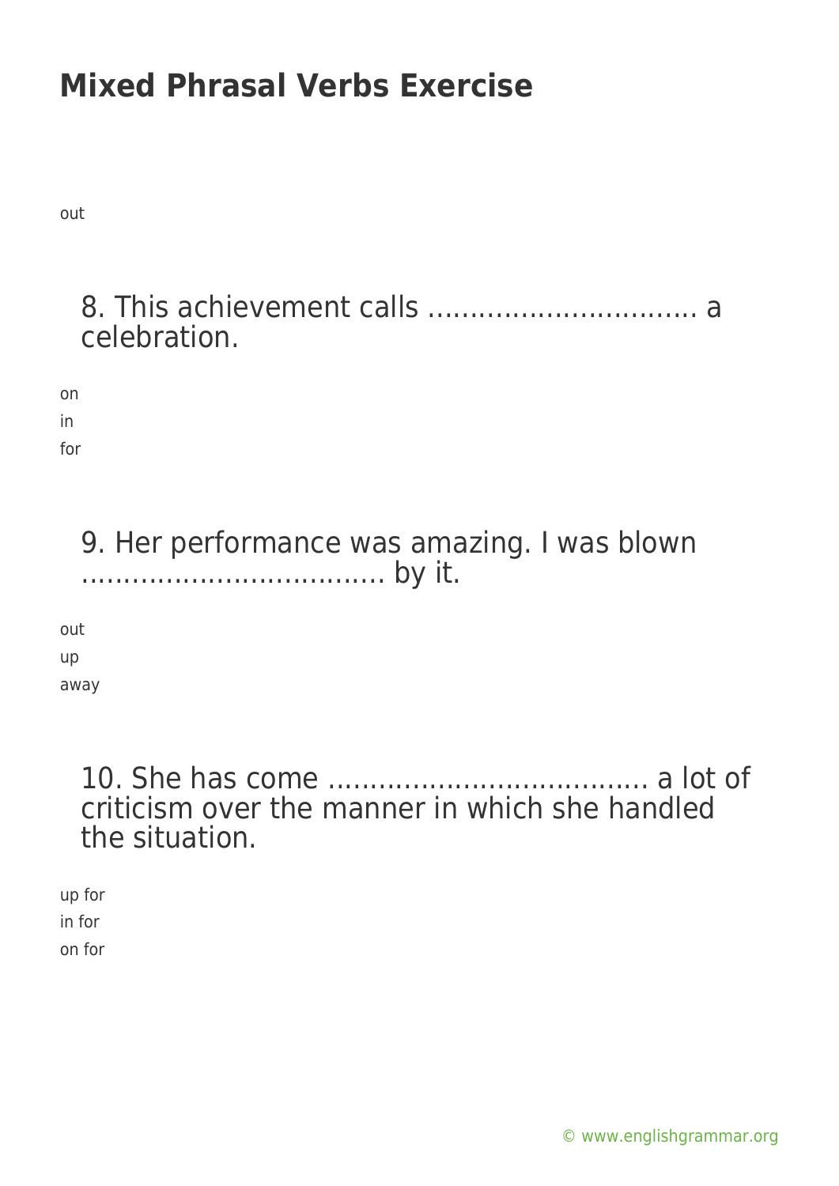## Mixed Phrasal Verbs Exercise

out

8. This achievement calls ............................... a celebration.

on
in
for

9. Her performance was amazing. I was blown ................................... by it.

out
up
away

10. She has come ..................................... a lot of criticism over the manner in which she handled the situation.

up for
in for
on for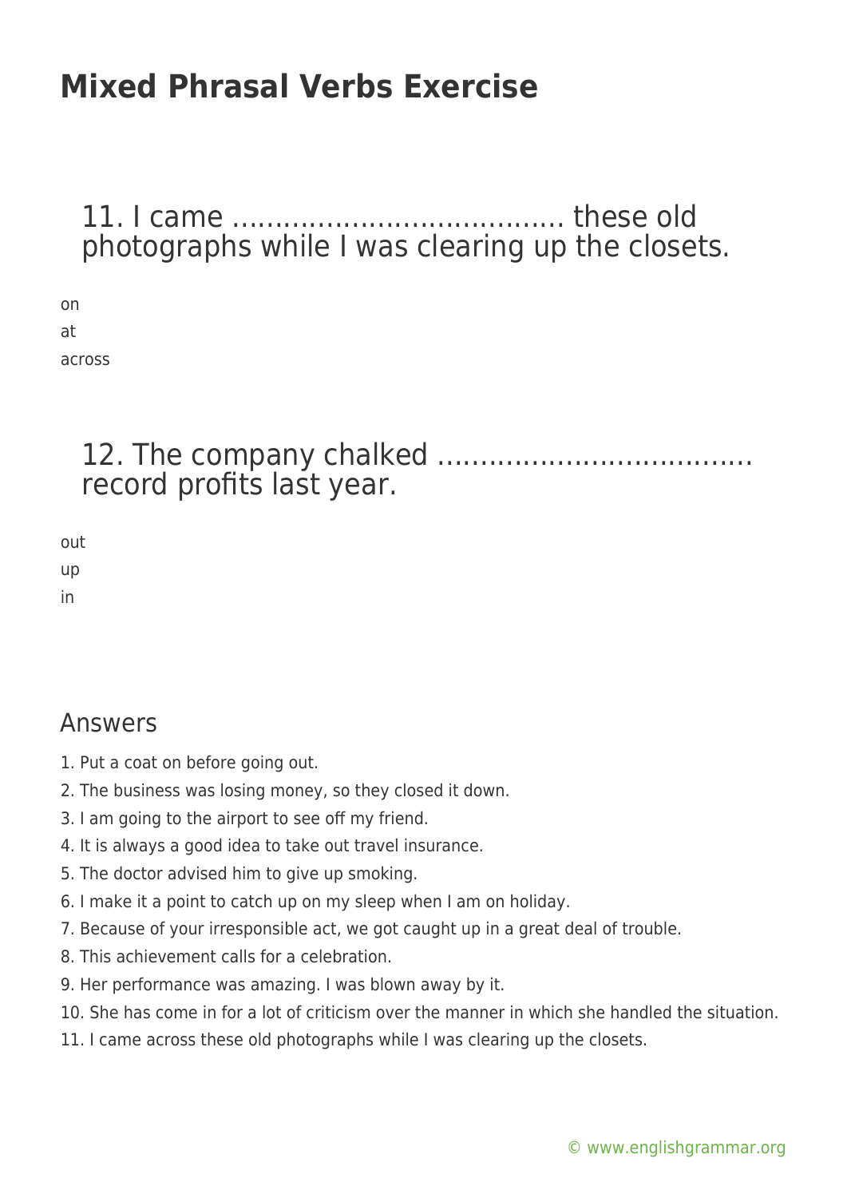# Mixed Phrasal Verbs Exercise

## 11. I came ...................................... these old photographs while I was clearing up the closets.

on

at

across

## 12. The company chalked .................................... record profits last year.

out

up

in

## Answers

1. Put a coat on before going out.
2. The business was losing money, so they closed it down.
3. I am going to the airport to see off my friend.
4. It is always a good idea to take out travel insurance.
5. The doctor advised him to give up smoking.
6. I make it a point to catch up on my sleep when I am on holiday.
7. Because of your irresponsible act, we got caught up in a great deal of trouble.
8. This achievement calls for a celebration.
9. Her performance was amazing. I was blown away by it.
10. She has come in for a lot of criticism over the manner in which she handled the situation.
11. I came across these old photographs while I was clearing up the closets.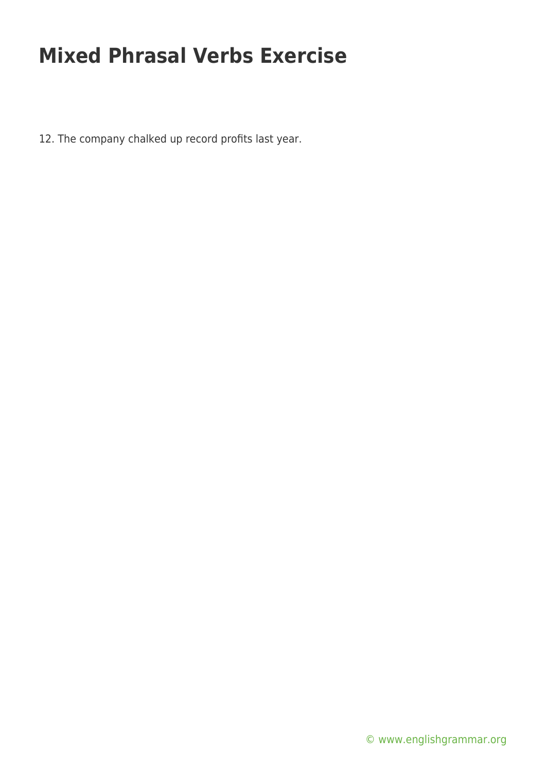# Mixed Phrasal Verbs Exercise

12. The company chalked up record profits last year.